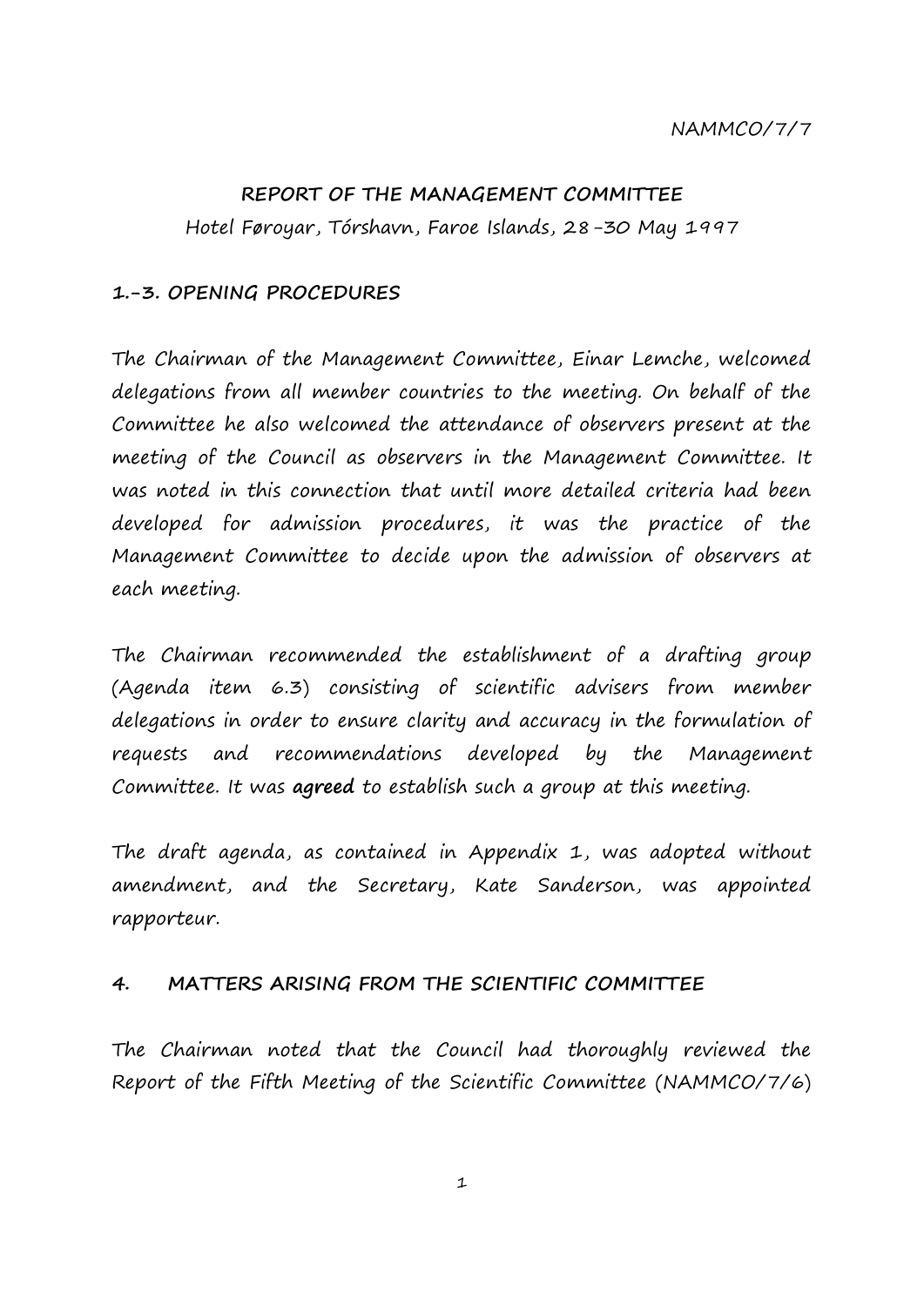NAMMCO/7/7

# REPORT OF THE MANAGEMENT COMMITTEE

Hotel Føroyar, Tórshavn, Faroe Islands, 28-30 May 1997

## 1.-3. OPENING PROCEDURES

The Chairman of the Management Committee, Einar Lemche, welcomed delegations from all member countries to the meeting. On behalf of the Committee he also welcomed the attendance of observers present at the meeting of the Council as observers in the Management Committee. It was noted in this connection that until more detailed criteria had been developed for admission procedures, it was the practice of the Management Committee to decide upon the admission of observers at each meeting.

The Chairman recommended the establishment of a drafting group (Agenda item 6.3) consisting of scientific advisers from member delegations in order to ensure clarity and accuracy in the formulation of requests and recommendations developed by the Management Committee. It was **agreed** to establish such a group at this meeting.

The draft agenda, as contained in Appendix 1, was adopted without amendment, and the Secretary, Kate Sanderson, was appointed rapporteur.

## 4. MATTERS ARISING FROM THE SCIENTIFIC COMMITTEE

The Chairman noted that the Council had thoroughly reviewed the Report of the Fifth Meeting of the Scientific Committee (NAMMCO/7/6)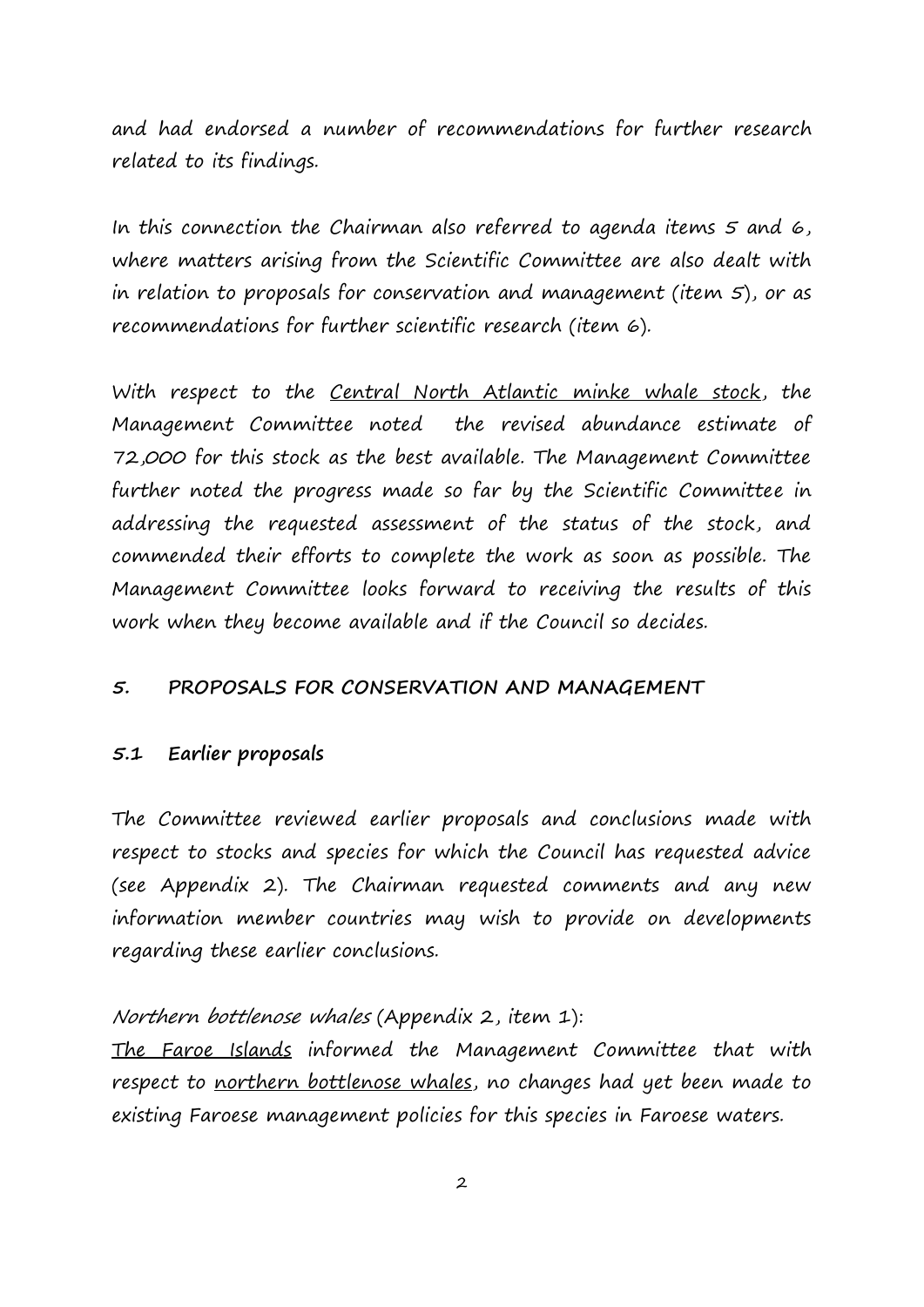and had endorsed a number of recommendations for further research related to its findings.

In this connection the Chairman also referred to agenda items 5 and 6, where matters arising from the Scientific Committee are also dealt with in relation to proposals for conservation and management (item 5), or as recommendations for further scientific research (item 6).

With respect to the <u>Central North Atlantic minke whale stock</u>, the Management Committee noted the revised abundance estimate of 72,000 for this stock as the best available. The Management Committee further noted the progress made so far by the Scientific Committee in addressing the requested assessment of the status of the stock, and commended their efforts to complete the work as soon as possible. The Management Committee looks forward to receiving the results of this work when they become available and if the Council so decides.

## 5. PROPOSALS FOR CONSERVATION AND MANAGEMENT

### 5.1 Earlier proposals

The Committee reviewed earlier proposals and conclusions made with respect to stocks and species for which the Council has requested advice (see Appendix 2). The Chairman requested comments and any new information member countries may wish to provide on developments regarding these earlier conclusions.

*Northern bottlenose whales* (Appendix 2, item 1):
<u>The Faroe Islands</u> informed the Management Committee that with respect to <u>northern bottlenose whales</u>, no changes had yet been made to existing Faroese management policies for this species in Faroese waters.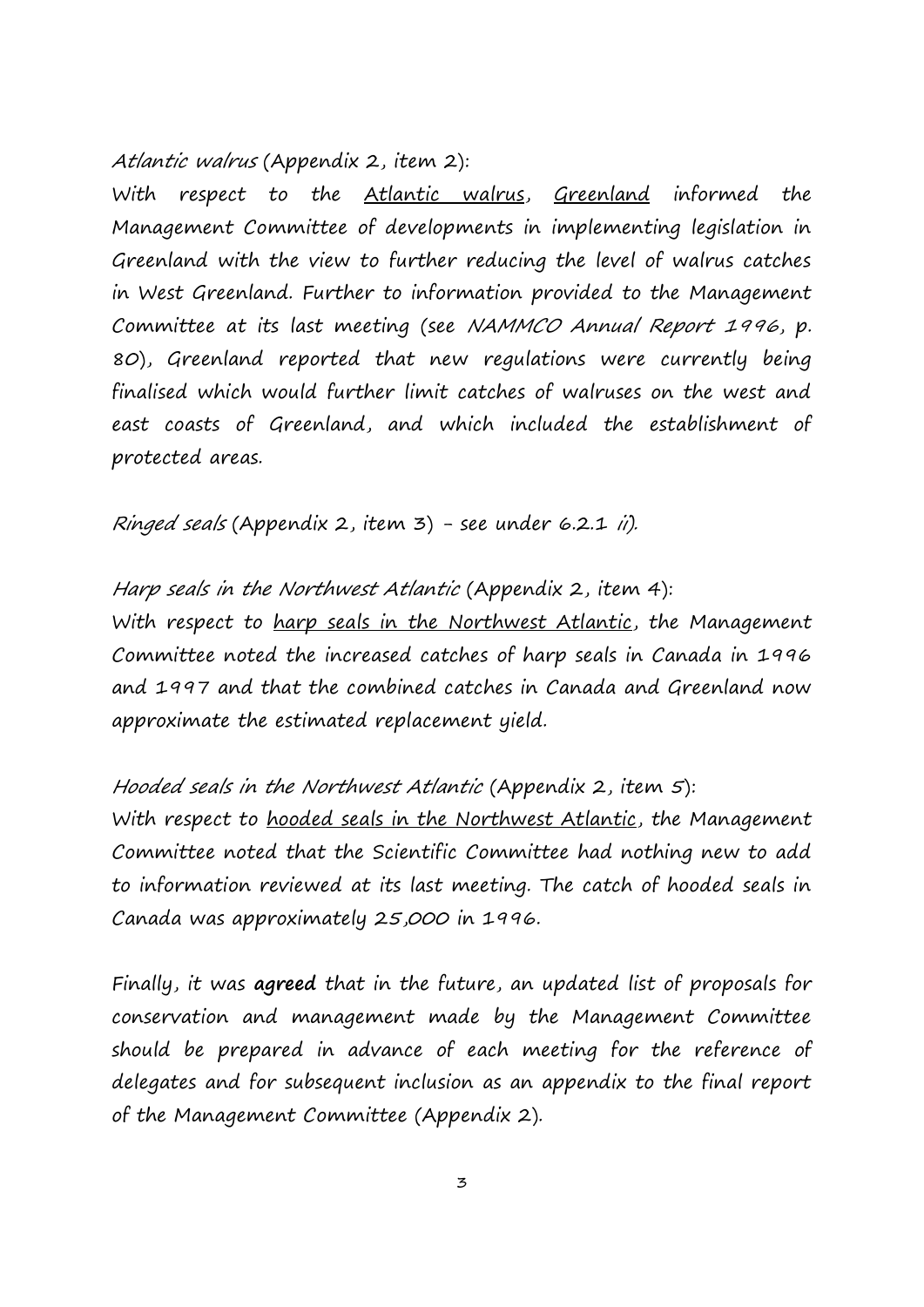*Atlantic walrus* (Appendix 2, item 2):

With respect to the Atlantic walrus, Greenland informed the Management Committee of developments in implementing legislation in Greenland with the view to further reducing the level of walrus catches in West Greenland. Further to information provided to the Management Committee at its last meeting (see *NAMMCO Annual Report 1996*, p. 80), Greenland reported that new regulations were currently being finalised which would further limit catches of walruses on the west and east coasts of Greenland, and which included the establishment of protected areas.

*Ringed seals* (Appendix 2, item 3) - see under 6.2.1 *ii*).

*Harp seals in the Northwest Atlantic* (Appendix 2, item 4):

With respect to harp seals in the Northwest Atlantic, the Management Committee noted the increased catches of harp seals in Canada in 1996 and 1997 and that the combined catches in Canada and Greenland now approximate the estimated replacement yield.

*Hooded seals in the Northwest Atlantic* (Appendix 2, item 5):

With respect to hooded seals in the Northwest Atlantic, the Management Committee noted that the Scientific Committee had nothing new to add to information reviewed at its last meeting. The catch of hooded seals in Canada was approximately 25,000 in 1996.

Finally, it was **agreed** that in the future, an updated list of proposals for conservation and management made by the Management Committee should be prepared in advance of each meeting for the reference of delegates and for subsequent inclusion as an appendix to the final report of the Management Committee (Appendix 2).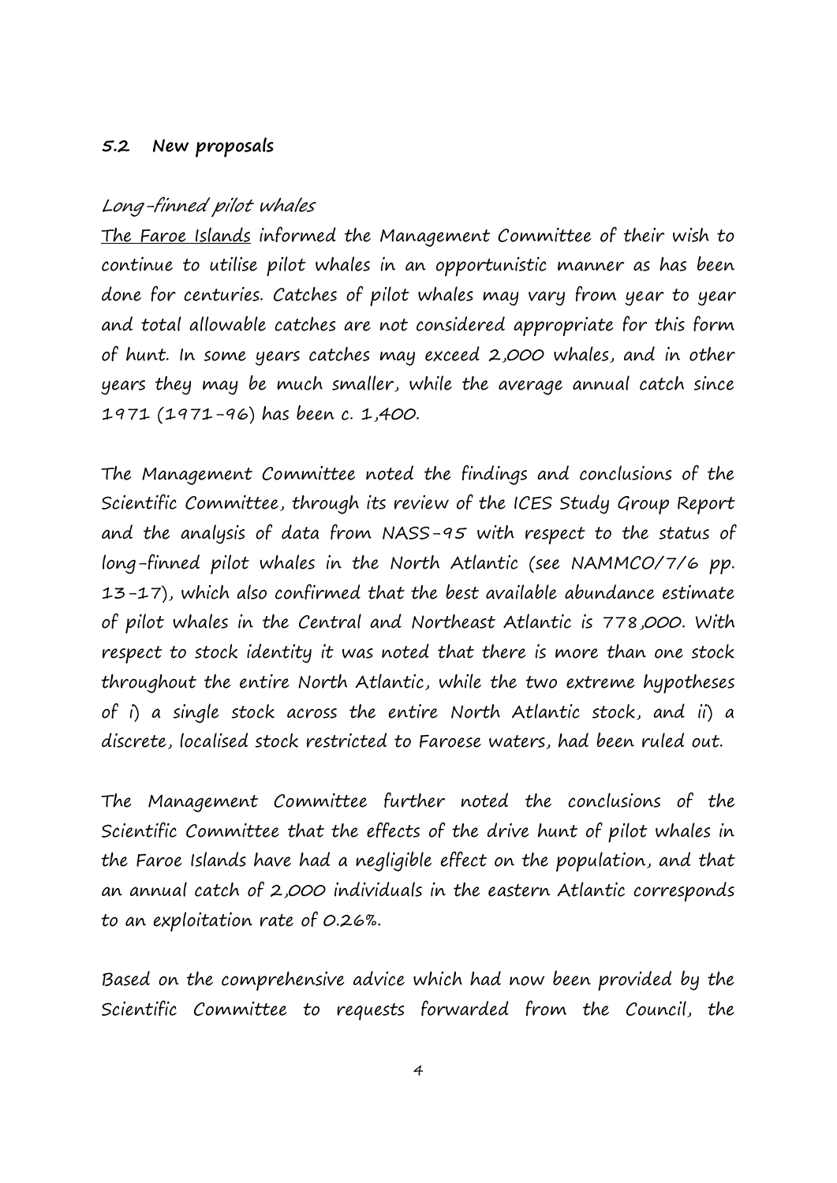## 5.2 New proposals

*Long-finned pilot whales*

The Faroe Islands informed the Management Committee of their wish to continue to utilise pilot whales in an opportunistic manner as has been done for centuries. Catches of pilot whales may vary from year to year and total allowable catches are not considered appropriate for this form of hunt. In some years catches may exceed 2,000 whales, and in other years they may be much smaller, while the average annual catch since 1971 (1971-96) has been c. 1,400.

The Management Committee noted the findings and conclusions of the Scientific Committee, through its review of the ICES Study Group Report and the analysis of data from NASS-95 with respect to the status of long-finned pilot whales in the North Atlantic (see NAMMCO/7/6 pp. 13-17), which also confirmed that the best available abundance estimate of pilot whales in the Central and Northeast Atlantic is 778,000. With respect to stock identity it was noted that there is more than one stock throughout the entire North Atlantic, while the two extreme hypotheses of i) a single stock across the entire North Atlantic stock, and ii) a discrete, localised stock restricted to Faroese waters, had been ruled out.

The Management Committee further noted the conclusions of the Scientific Committee that the effects of the drive hunt of pilot whales in the Faroe Islands have had a negligible effect on the population, and that an annual catch of 2,000 individuals in the eastern Atlantic corresponds to an exploitation rate of 0.26%.

Based on the comprehensive advice which had now been provided by the Scientific Committee to requests forwarded from the Council, the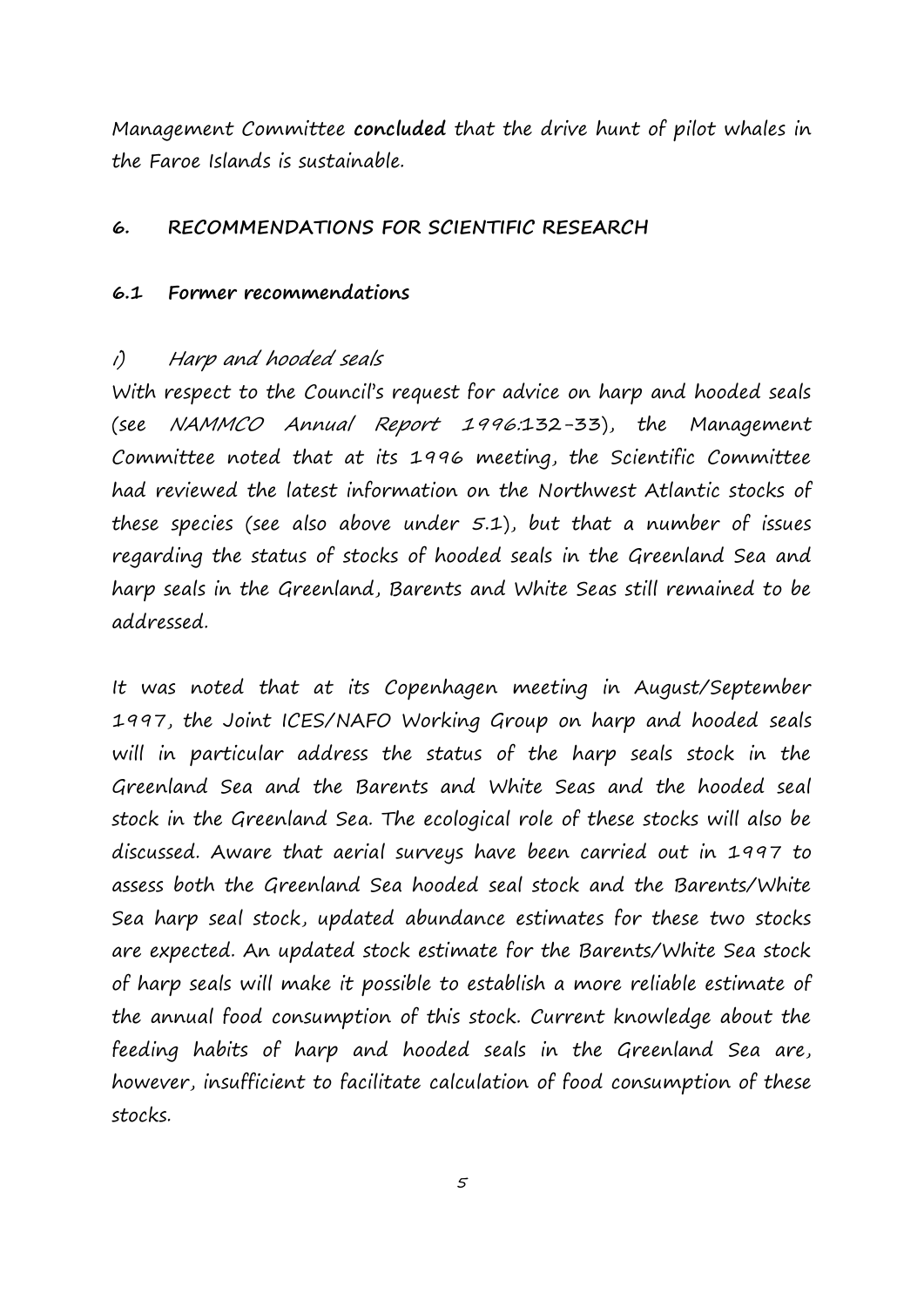Management Committee **concluded** that the drive hunt of pilot whales in the Faroe Islands is sustainable.

## 6. RECOMMENDATIONS FOR SCIENTIFIC RESEARCH

### 6.1 Former recommendations

*i) Harp and hooded seals*

With respect to the Council's request for advice on harp and hooded seals (see *NAMMCO Annual Report 1996*:132-33), the Management Committee noted that at its 1996 meeting, the Scientific Committee had reviewed the latest information on the Northwest Atlantic stocks of these species (see also above under 5.1), but that a number of issues regarding the status of stocks of hooded seals in the Greenland Sea and harp seals in the Greenland, Barents and White Seas still remained to be addressed.

It was noted that at its Copenhagen meeting in August/September 1997, the Joint ICES/NAFO Working Group on harp and hooded seals will in particular address the status of the harp seals stock in the Greenland Sea and the Barents and White Seas and the hooded seal stock in the Greenland Sea. The ecological role of these stocks will also be discussed. Aware that aerial surveys have been carried out in 1997 to assess both the Greenland Sea hooded seal stock and the Barents/White Sea harp seal stock, updated abundance estimates for these two stocks are expected. An updated stock estimate for the Barents/White Sea stock of harp seals will make it possible to establish a more reliable estimate of the annual food consumption of this stock. Current knowledge about the feeding habits of harp and hooded seals in the Greenland Sea are, however, insufficient to facilitate calculation of food consumption of these stocks.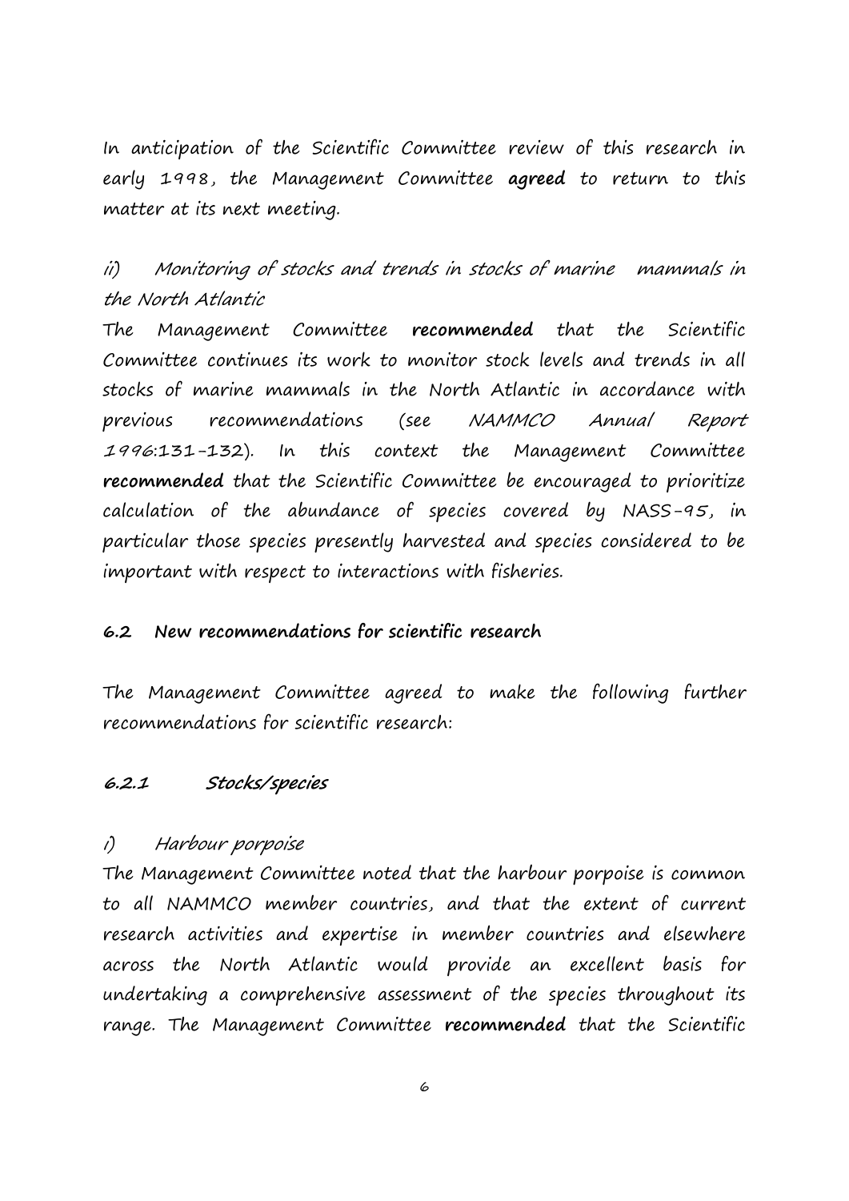In anticipation of the Scientific Committee review of this research in early 1998, the Management Committee **agreed** to return to this matter at its next meeting.

*ii) Monitoring of stocks and trends in stocks of marine mammals in the North Atlantic*

The Management Committee **recommended** that the Scientific Committee continues its work to monitor stock levels and trends in all stocks of marine mammals in the North Atlantic in accordance with previous recommendations (see *NAMMCO Annual Report 1996*:131-132). In this context the Management Committee **recommended** that the Scientific Committee be encouraged to prioritize calculation of the abundance of species covered by NASS-95, in particular those species presently harvested and species considered to be important with respect to interactions with fisheries.

### 6.2 New recommendations for scientific research

The Management Committee agreed to make the following further recommendations for scientific research:

#### *6.2.1 Stocks/species*

*i) Harbour porpoise*

The Management Committee noted that the harbour porpoise is common to all NAMMCO member countries, and that the extent of current research activities and expertise in member countries and elsewhere across the North Atlantic would provide an excellent basis for undertaking a comprehensive assessment of the species throughout its range. The Management Committee **recommended** that the Scientific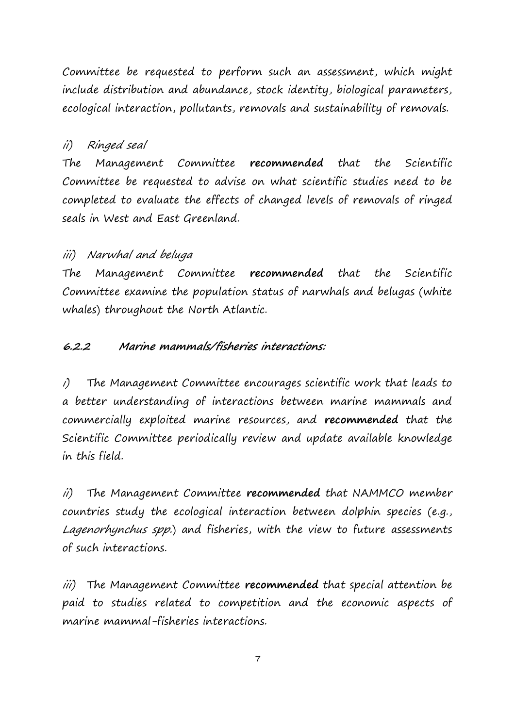Committee be requested to perform such an assessment, which might include distribution and abundance, stock identity, biological parameters, ecological interaction, pollutants, removals and sustainability of removals.

*ii) Ringed seal*

The Management Committee **recommended** that the Scientific Committee be requested to advise on what scientific studies need to be completed to evaluate the effects of changed levels of removals of ringed seals in West and East Greenland.

*iii) Narwhal and beluga*

The Management Committee **recommended** that the Scientific Committee examine the population status of narwhals and belugas (white whales) throughout the North Atlantic.

### 6.2.2 Marine mammals/fisheries interactions:

*i)* The Management Committee encourages scientific work that leads to a better understanding of interactions between marine mammals and commercially exploited marine resources, and **recommended** that the Scientific Committee periodically review and update available knowledge in this field.

*ii)* The Management Committee **recommended** that NAMMCO member countries study the ecological interaction between dolphin species (e.g., *Lagenorhynchus spp.*) and fisheries, with the view to future assessments of such interactions.

*iii)* The Management Committee **recommended** that special attention be paid to studies related to competition and the economic aspects of marine mammal-fisheries interactions.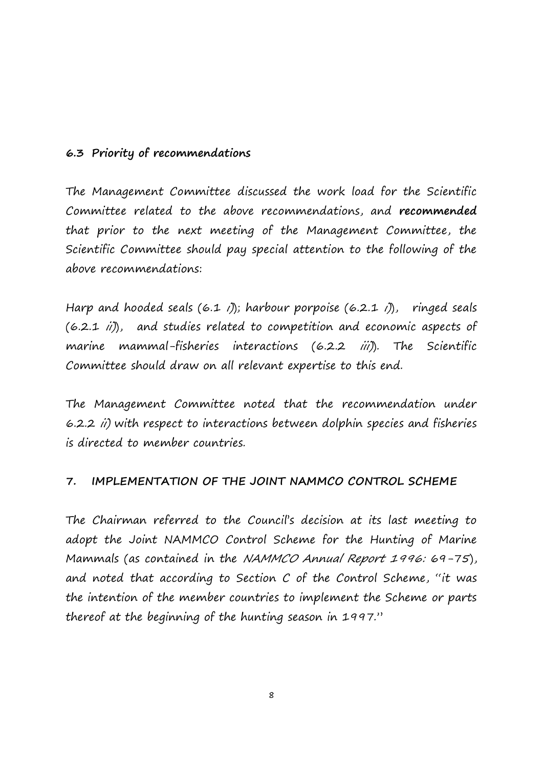### 6.3 Priority of recommendations

The Management Committee discussed the work load for the Scientific Committee related to the above recommendations, and **recommended** that prior to the next meeting of the Management Committee, the Scientific Committee should pay special attention to the following of the above recommendations:

Harp and hooded seals (6.1 *i)*); harbour porpoise (6.2.1 *i)*), ringed seals (6.2.1 *ii)*), and studies related to competition and economic aspects of marine mammal-fisheries interactions (6.2.2 *iii)*). The Scientific Committee should draw on all relevant expertise to this end.

The Management Committee noted that the recommendation under 6.2.2 *ii)* with respect to interactions between dolphin species and fisheries is directed to member countries.

## 7. IMPLEMENTATION OF THE JOINT NAMMCO CONTROL SCHEME

The Chairman referred to the Council's decision at its last meeting to adopt the Joint NAMMCO Control Scheme for the Hunting of Marine Mammals (as contained in the *NAMMCO Annual Report 1996:* 69-75), and noted that according to Section C of the Control Scheme, "it was the intention of the member countries to implement the Scheme or parts thereof at the beginning of the hunting season in 1997."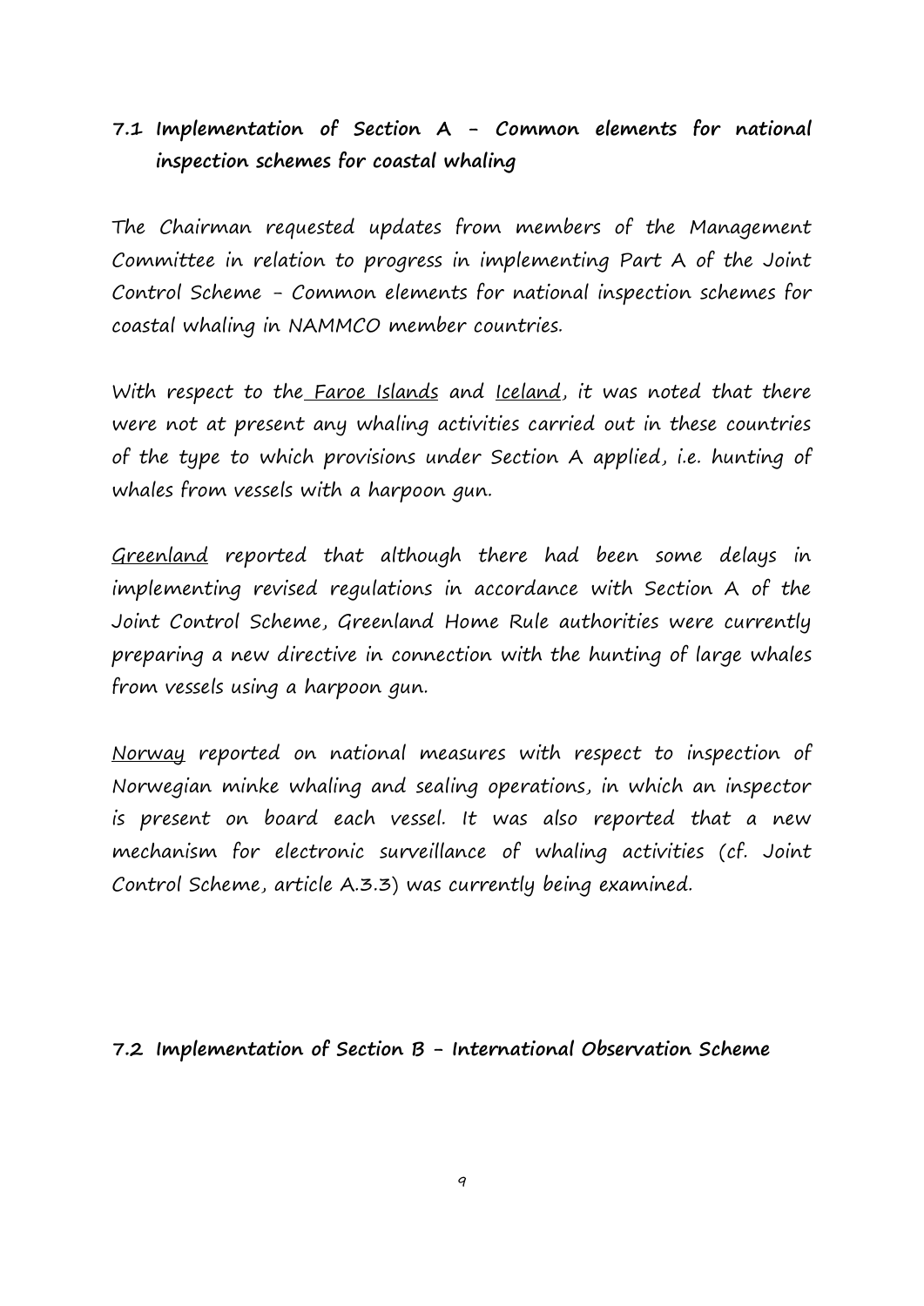### 7.1 Implementation of Section A - Common elements for national inspection schemes for coastal whaling

The Chairman requested updates from members of the Management Committee in relation to progress in implementing Part A of the Joint Control Scheme - Common elements for national inspection schemes for coastal whaling in NAMMCO member countries.

With respect to the Faroe Islands and Iceland, it was noted that there were not at present any whaling activities carried out in these countries of the type to which provisions under Section A applied, i.e. hunting of whales from vessels with a harpoon gun.

Greenland reported that although there had been some delays in implementing revised regulations in accordance with Section A of the Joint Control Scheme, Greenland Home Rule authorities were currently preparing a new directive in connection with the hunting of large whales from vessels using a harpoon gun.

Norway reported on national measures with respect to inspection of Norwegian minke whaling and sealing operations, in which an inspector is present on board each vessel. It was also reported that a new mechanism for electronic surveillance of whaling activities (cf. Joint Control Scheme, article A.3.3) was currently being examined.

### 7.2 Implementation of Section B - International Observation Scheme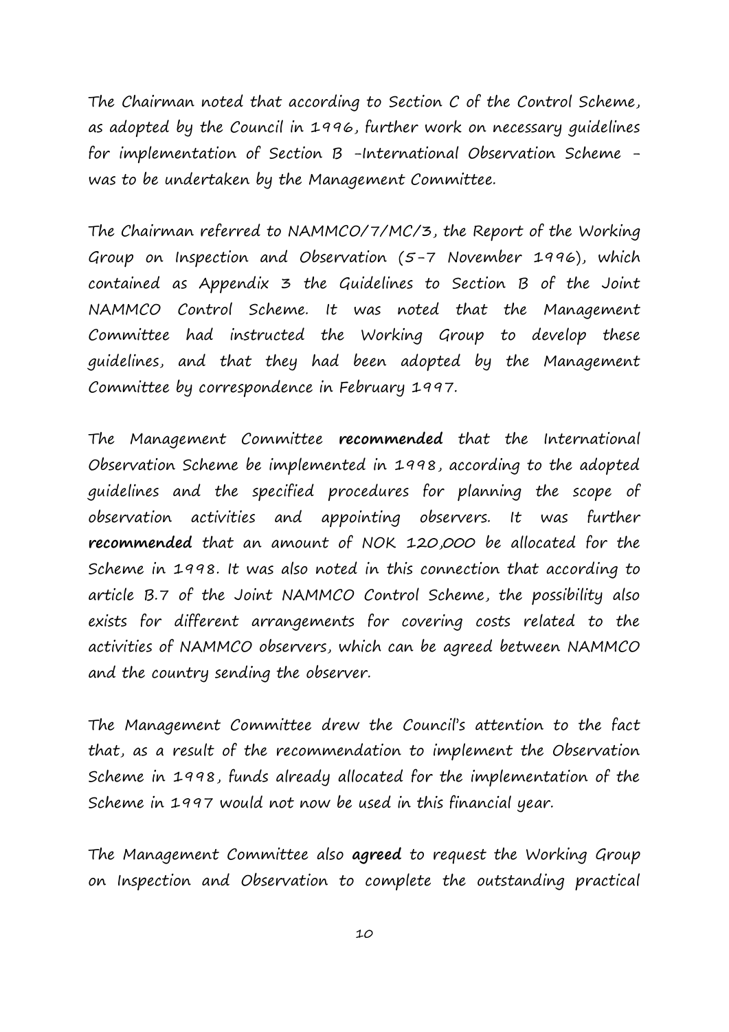The Chairman noted that according to Section C of the Control Scheme, as adopted by the Council in 1996, further work on necessary guidelines for implementation of Section B -International Observation Scheme - was to be undertaken by the Management Committee.

The Chairman referred to NAMMCO/7/MC/3, the Report of the Working Group on Inspection and Observation (5-7 November 1996), which contained as Appendix 3 the Guidelines to Section B of the Joint NAMMCO Control Scheme. It was noted that the Management Committee had instructed the Working Group to develop these guidelines, and that they had been adopted by the Management Committee by correspondence in February 1997.

The Management Committee **recommended** that the International Observation Scheme be implemented in 1998, according to the adopted guidelines and the specified procedures for planning the scope of observation activities and appointing observers. It was further **recommended** that an amount of NOK 120,000 be allocated for the Scheme in 1998. It was also noted in this connection that according to article B.7 of the Joint NAMMCO Control Scheme, the possibility also exists for different arrangements for covering costs related to the activities of NAMMCO observers, which can be agreed between NAMMCO and the country sending the observer.

The Management Committee drew the Council's attention to the fact that, as a result of the recommendation to implement the Observation Scheme in 1998, funds already allocated for the implementation of the Scheme in 1997 would not now be used in this financial year.

The Management Committee also **agreed** to request the Working Group on Inspection and Observation to complete the outstanding practical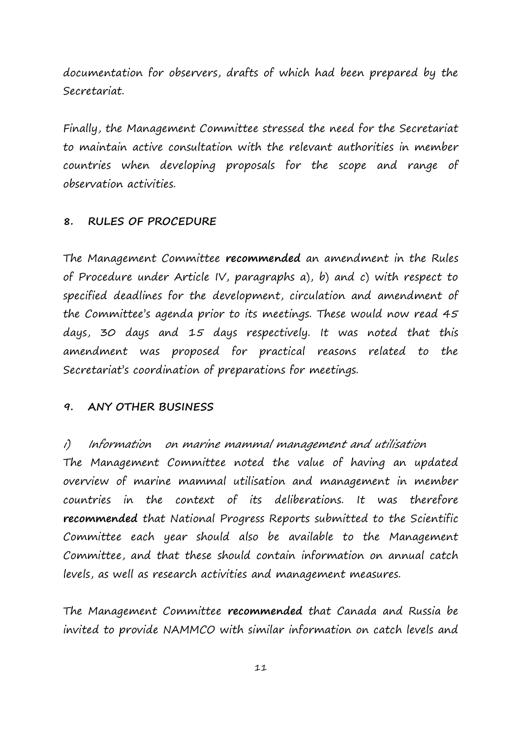documentation for observers, drafts of which had been prepared by the Secretariat.

Finally, the Management Committee stressed the need for the Secretariat to maintain active consultation with the relevant authorities in member countries when developing proposals for the scope and range of observation activities.

## 8. RULES OF PROCEDURE

The Management Committee **recommended** an amendment in the Rules of Procedure under Article IV, paragraphs a), b) and c) with respect to specified deadlines for the development, circulation and amendment of the Committee's agenda prior to its meetings. These would now read 45 days, 30 days and 15 days respectively. It was noted that this amendment was proposed for practical reasons related to the Secretariat's coordination of preparations for meetings.

## 9. ANY OTHER BUSINESS

*i) Information on marine mammal management and utilisation*

The Management Committee noted the value of having an updated overview of marine mammal utilisation and management in member countries in the context of its deliberations. It was therefore **recommended** that National Progress Reports submitted to the Scientific Committee each year should also be available to the Management Committee, and that these should contain information on annual catch levels, as well as research activities and management measures.

The Management Committee **recommended** that Canada and Russia be invited to provide NAMMCO with similar information on catch levels and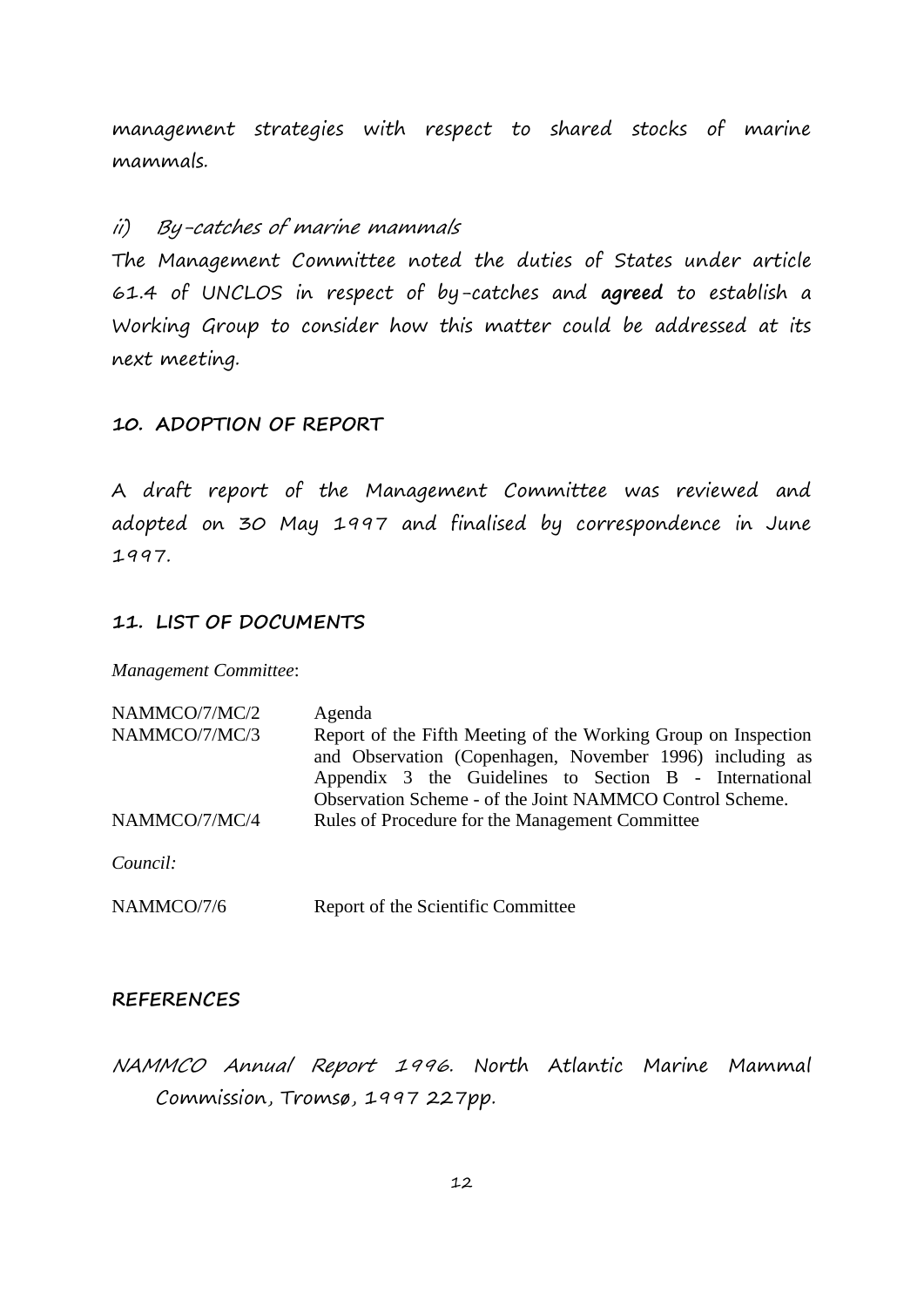management strategies with respect to shared stocks of marine mammals.

*ii) By-catches of marine mammals*

The Management Committee noted the duties of States under article 61.4 of UNCLOS in respect of by-catches and **agreed** to establish a Working Group to consider how this matter could be addressed at its next meeting.

## 10. ADOPTION OF REPORT

A draft report of the Management Committee was reviewed and adopted on 30 May 1997 and finalised by correspondence in June 1997.

## 11. LIST OF DOCUMENTS

*Management Committee*:

| | |
|---|---|
| NAMMCO/7/MC/2 | Agenda |
| NAMMCO/7/MC/3 | Report of the Fifth Meeting of the Working Group on Inspection and Observation (Copenhagen, November 1996) including as Appendix 3 the Guidelines to Section B - International Observation Scheme - of the Joint NAMMCO Control Scheme. |
| NAMMCO/7/MC/4 | Rules of Procedure for the Management Committee |

*Council:*

| | |
|---|---|
| NAMMCO/7/6 | Report of the Scientific Committee |

## REFERENCES

*NAMMCO Annual Report 1996*. North Atlantic Marine Mammal Commission, Tromsø, 1997 227pp.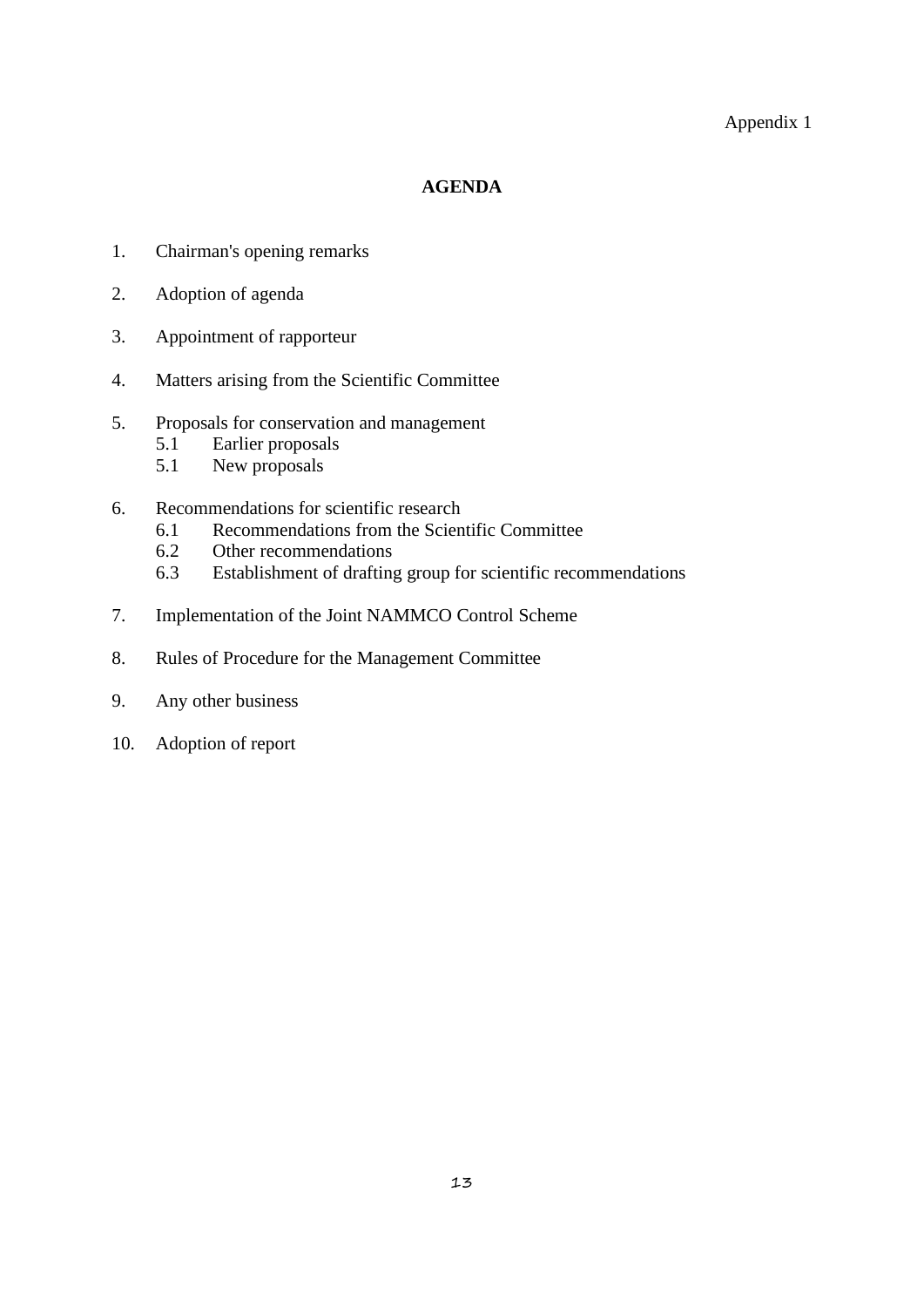Appendix 1

# AGENDA

1. Chairman's opening remarks

2. Adoption of agenda

3. Appointment of rapporteur

4. Matters arising from the Scientific Committee

5. Proposals for conservation and management
   - 5.1 Earlier proposals
   - 5.1 New proposals

6. Recommendations for scientific research
   - 6.1 Recommendations from the Scientific Committee
   - 6.2 Other recommendations
   - 6.3 Establishment of drafting group for scientific recommendations

7. Implementation of the Joint NAMMCO Control Scheme

8. Rules of Procedure for the Management Committee

9. Any other business

10. Adoption of report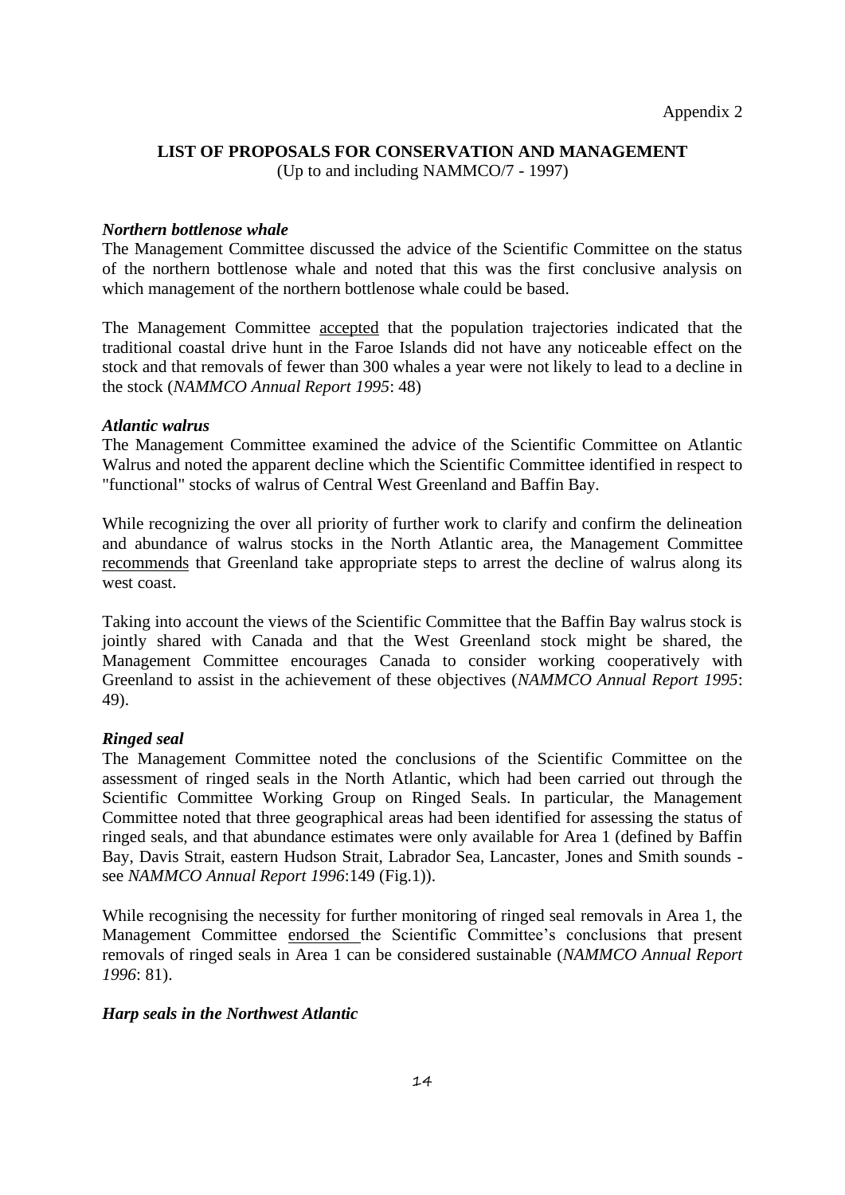Appendix 2

## LIST OF PROPOSALS FOR CONSERVATION AND MANAGEMENT

(Up to and including NAMMCO/7 - 1997)

### *Northern bottlenose whale*

The Management Committee discussed the advice of the Scientific Committee on the status of the northern bottlenose whale and noted that this was the first conclusive analysis on which management of the northern bottlenose whale could be based.

The Management Committee accepted that the population trajectories indicated that the traditional coastal drive hunt in the Faroe Islands did not have any noticeable effect on the stock and that removals of fewer than 300 whales a year were not likely to lead to a decline in the stock (*NAMMCO Annual Report 1995*: 48)

### *Atlantic walrus*

The Management Committee examined the advice of the Scientific Committee on Atlantic Walrus and noted the apparent decline which the Scientific Committee identified in respect to "functional" stocks of walrus of Central West Greenland and Baffin Bay.

While recognizing the over all priority of further work to clarify and confirm the delineation and abundance of walrus stocks in the North Atlantic area, the Management Committee recommends that Greenland take appropriate steps to arrest the decline of walrus along its west coast.

Taking into account the views of the Scientific Committee that the Baffin Bay walrus stock is jointly shared with Canada and that the West Greenland stock might be shared, the Management Committee encourages Canada to consider working cooperatively with Greenland to assist in the achievement of these objectives (*NAMMCO Annual Report 1995*: 49).

### *Ringed seal*

The Management Committee noted the conclusions of the Scientific Committee on the assessment of ringed seals in the North Atlantic, which had been carried out through the Scientific Committee Working Group on Ringed Seals. In particular, the Management Committee noted that three geographical areas had been identified for assessing the status of ringed seals, and that abundance estimates were only available for Area 1 (defined by Baffin Bay, Davis Strait, eastern Hudson Strait, Labrador Sea, Lancaster, Jones and Smith sounds - see *NAMMCO Annual Report 1996*:149 (Fig.1)).

While recognising the necessity for further monitoring of ringed seal removals in Area 1, the Management Committee endorsed the Scientific Committee's conclusions that present removals of ringed seals in Area 1 can be considered sustainable (*NAMMCO Annual Report 1996*: 81).

### *Harp seals in the Northwest Atlantic*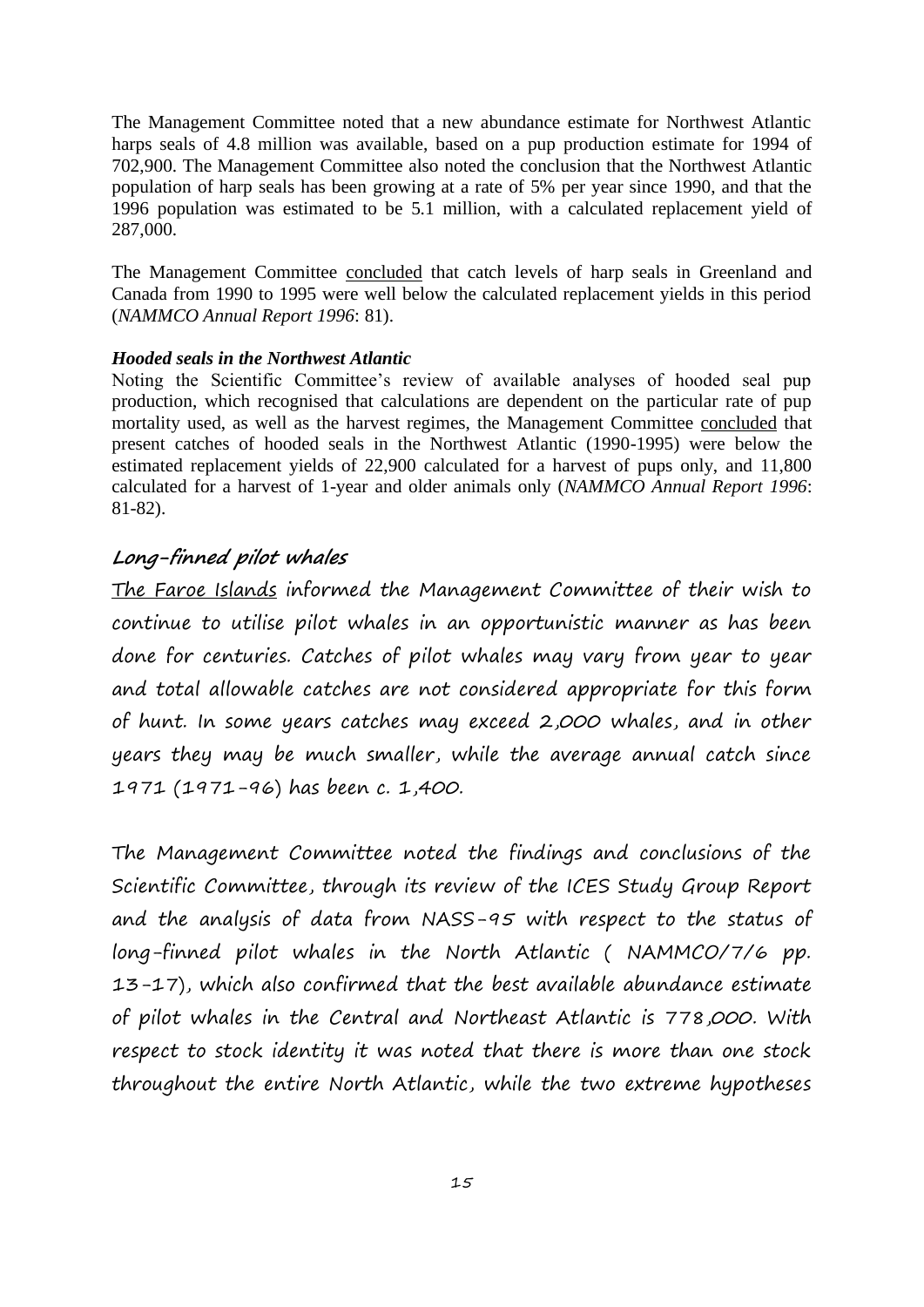The Management Committee noted that a new abundance estimate for Northwest Atlantic harps seals of 4.8 million was available, based on a pup production estimate for 1994 of 702,900. The Management Committee also noted the conclusion that the Northwest Atlantic population of harp seals has been growing at a rate of 5% per year since 1990, and that the 1996 population was estimated to be 5.1 million, with a calculated replacement yield of 287,000.

The Management Committee concluded that catch levels of harp seals in Greenland and Canada from 1990 to 1995 were well below the calculated replacement yields in this period (*NAMMCO Annual Report 1996*: 81).

***Hooded seals in the Northwest Atlantic***

Noting the Scientific Committee's review of available analyses of hooded seal pup production, which recognised that calculations are dependent on the particular rate of pup mortality used, as well as the harvest regimes, the Management Committee concluded that present catches of hooded seals in the Northwest Atlantic (1990-1995) were below the estimated replacement yields of 22,900 calculated for a harvest of pups only, and 11,800 calculated for a harvest of 1-year and older animals only (*NAMMCO Annual Report 1996*: 81-82).

## Long-finned pilot whales

The Faroe Islands informed the Management Committee of their wish to continue to utilise pilot whales in an opportunistic manner as has been done for centuries. Catches of pilot whales may vary from year to year and total allowable catches are not considered appropriate for this form of hunt. In some years catches may exceed 2,000 whales, and in other years they may be much smaller, while the average annual catch since 1971 (1971-96) has been c. 1,400.

The Management Committee noted the findings and conclusions of the Scientific Committee, through its review of the ICES Study Group Report and the analysis of data from NASS-95 with respect to the status of long-finned pilot whales in the North Atlantic ( NAMMCO/7/6 pp. 13-17), which also confirmed that the best available abundance estimate of pilot whales in the Central and Northeast Atlantic is 778,000. With respect to stock identity it was noted that there is more than one stock throughout the entire North Atlantic, while the two extreme hypotheses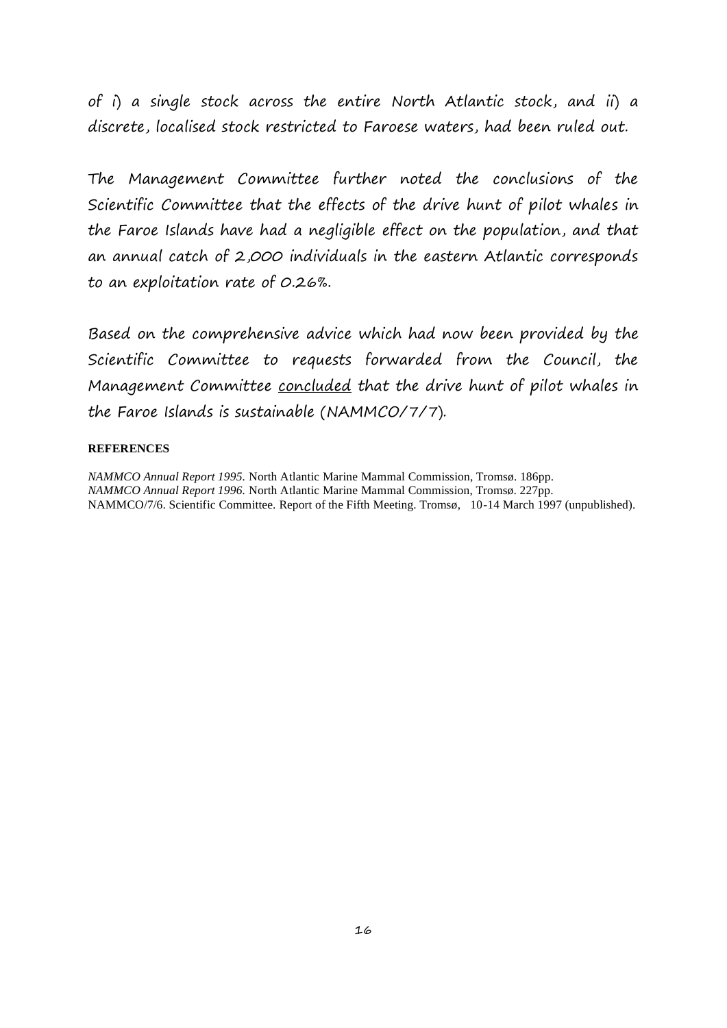of i) a single stock across the entire North Atlantic stock, and ii) a discrete, localised stock restricted to Faroese waters, had been ruled out.

The Management Committee further noted the conclusions of the Scientific Committee that the effects of the drive hunt of pilot whales in the Faroe Islands have had a negligible effect on the population, and that an annual catch of 2,000 individuals in the eastern Atlantic corresponds to an exploitation rate of 0.26%.

Based on the comprehensive advice which had now been provided by the Scientific Committee to requests forwarded from the Council, the Management Committee <u>concluded</u> that the drive hunt of pilot whales in the Faroe Islands is sustainable (NAMMCO/7/7).

**REFERENCES**

*NAMMCO Annual Report 1995.* North Atlantic Marine Mammal Commission, Tromsø. 186pp.
*NAMMCO Annual Report 1996.* North Atlantic Marine Mammal Commission, Tromsø. 227pp.
NAMMCO/7/6. Scientific Committee. Report of the Fifth Meeting. Tromsø, 10-14 March 1997 (unpublished).